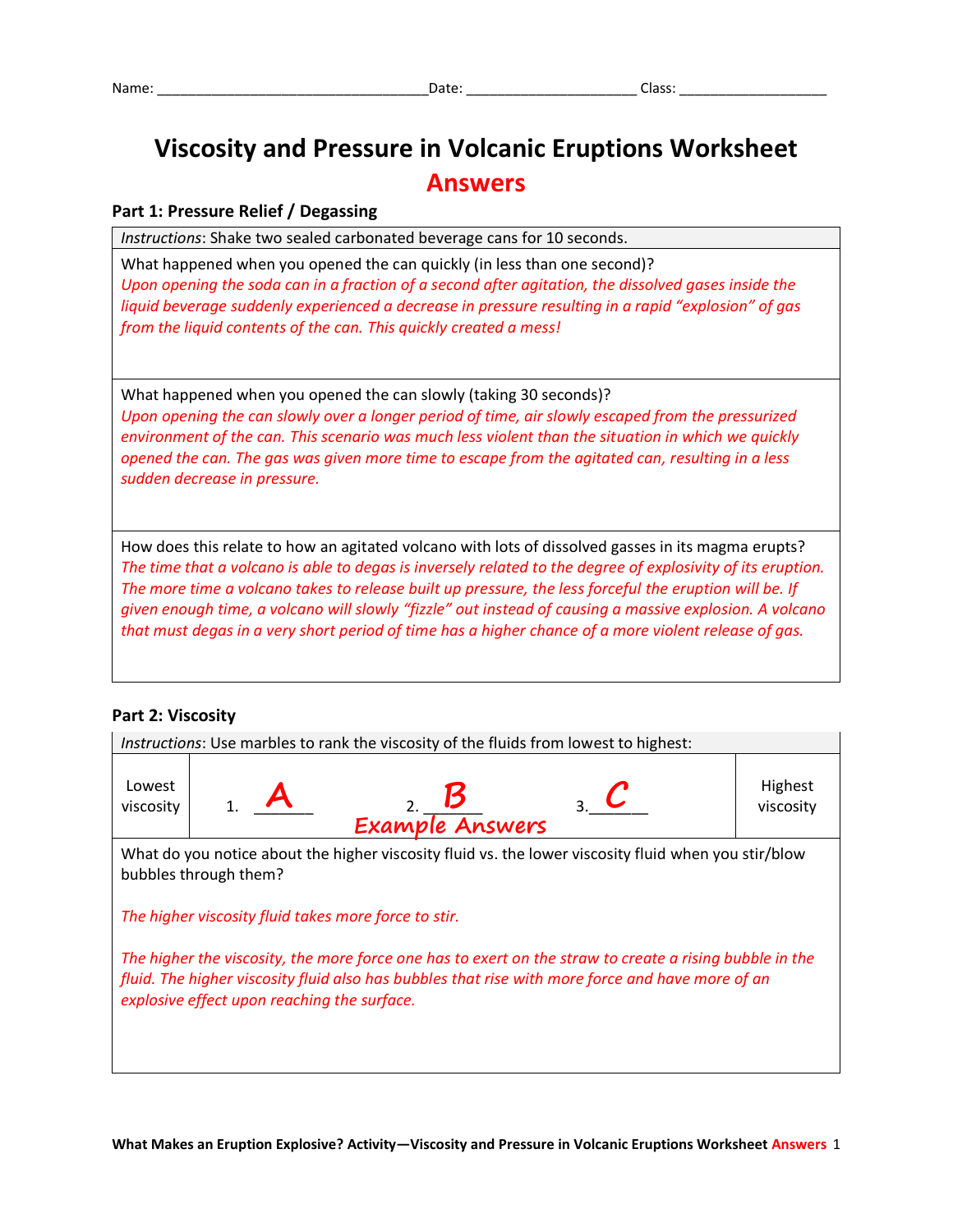Name: ___________________________________Date: _____________________ Class: ___________________

# Viscosity and Pressure in Volcanic Eruptions Worksheet

## Answers

### Part 1: Pressure Relief / Degassing

| *Instructions*: Shake two sealed carbonated beverage cans for 10 seconds. |
|---|
| What happened when you opened the can quickly (in less than one second)?<br>*Upon opening the soda can in a fraction of a second after agitation, the dissolved gases inside the liquid beverage suddenly experienced a decrease in pressure resulting in a rapid "explosion" of gas from the liquid contents of the can. This quickly created a mess!* |
| What happened when you opened the can slowly (taking 30 seconds)?<br>*Upon opening the can slowly over a longer period of time, air slowly escaped from the pressurized environment of the can. This scenario was much less violent than the situation in which we quickly opened the can. The gas was given more time to escape from the agitated can, resulting in a less sudden decrease in pressure.* |
| How does this relate to how an agitated volcano with lots of dissolved gasses in its magma erupts?<br>*The time that a volcano is able to degas is inversely related to the degree of explosivity of its eruption. The more time a volcano takes to release built up pressure, the less forceful the eruption will be. If given enough time, a volcano will slowly "fizzle" out instead of causing a massive explosion. A volcano that must degas in a very short period of time has a higher chance of a more violent release of gas.* |

### Part 2: Viscosity

| *Instructions*: Use marbles to rank the viscosity of the fluids from lowest to highest: | | | | |
|---|---|---|---|---|
| Lowest viscosity | 1. A | 2. B<br>Example Answers | 3. C | Highest viscosity |
| What do you notice about the higher viscosity fluid vs. the lower viscosity fluid when you stir/blow bubbles through them?<br><br>*The higher viscosity fluid takes more force to stir.*<br><br>*The higher the viscosity, the more force one has to exert on the straw to create a rising bubble in the fluid. The higher viscosity fluid also has bubbles that rise with more force and have more of an explosive effect upon reaching the surface.* | | | | |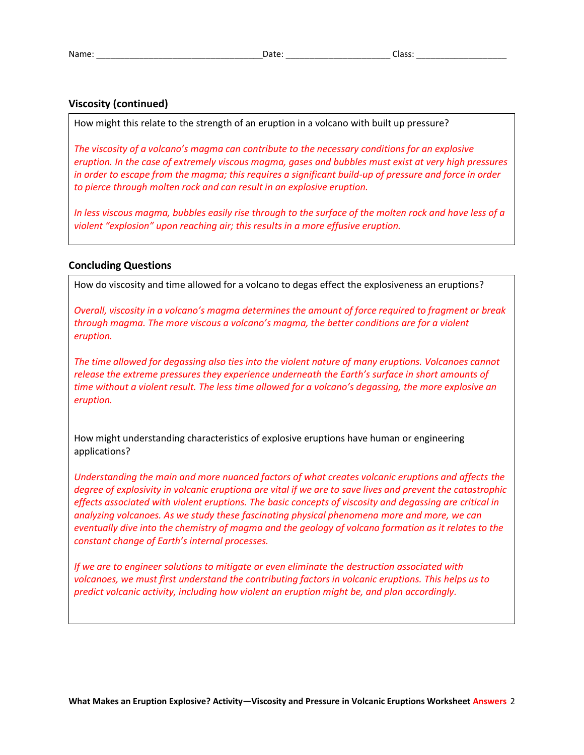Name: ___________________________________Date: ______________________ Class: ___________________

## Viscosity (continued)

How might this relate to the strength of an eruption in a volcano with built up pressure?

*The viscosity of a volcano's magma can contribute to the necessary conditions for an explosive eruption. In the case of extremely viscous magma, gases and bubbles must exist at very high pressures in order to escape from the magma; this requires a significant build-up of pressure and force in order to pierce through molten rock and can result in an explosive eruption.*

*In less viscous magma, bubbles easily rise through to the surface of the molten rock and have less of a violent "explosion" upon reaching air; this results in a more effusive eruption.*

## Concluding Questions

How do viscosity and time allowed for a volcano to degas effect the explosiveness an eruptions?

*Overall, viscosity in a volcano's magma determines the amount of force required to fragment or break through magma. The more viscous a volcano's magma, the better conditions are for a violent eruption.*

*The time allowed for degassing also ties into the violent nature of many eruptions. Volcanoes cannot release the extreme pressures they experience underneath the Earth's surface in short amounts of time without a violent result. The less time allowed for a volcano's degassing, the more explosive an eruption.*

How might understanding characteristics of explosive eruptions have human or engineering applications?

*Understanding the main and more nuanced factors of what creates volcanic eruptions and affects the degree of explosivity in volcanic eruptiona are vital if we are to save lives and prevent the catastrophic effects associated with violent eruptions. The basic concepts of viscosity and degassing are critical in analyzing volcanoes. As we study these fascinating physical phenomena more and more, we can eventually dive into the chemistry of magma and the geology of volcano formation as it relates to the constant change of Earth's internal processes.*

*If we are to engineer solutions to mitigate or even eliminate the destruction associated with volcanoes, we must first understand the contributing factors in volcanic eruptions. This helps us to predict volcanic activity, including how violent an eruption might be, and plan accordingly.*